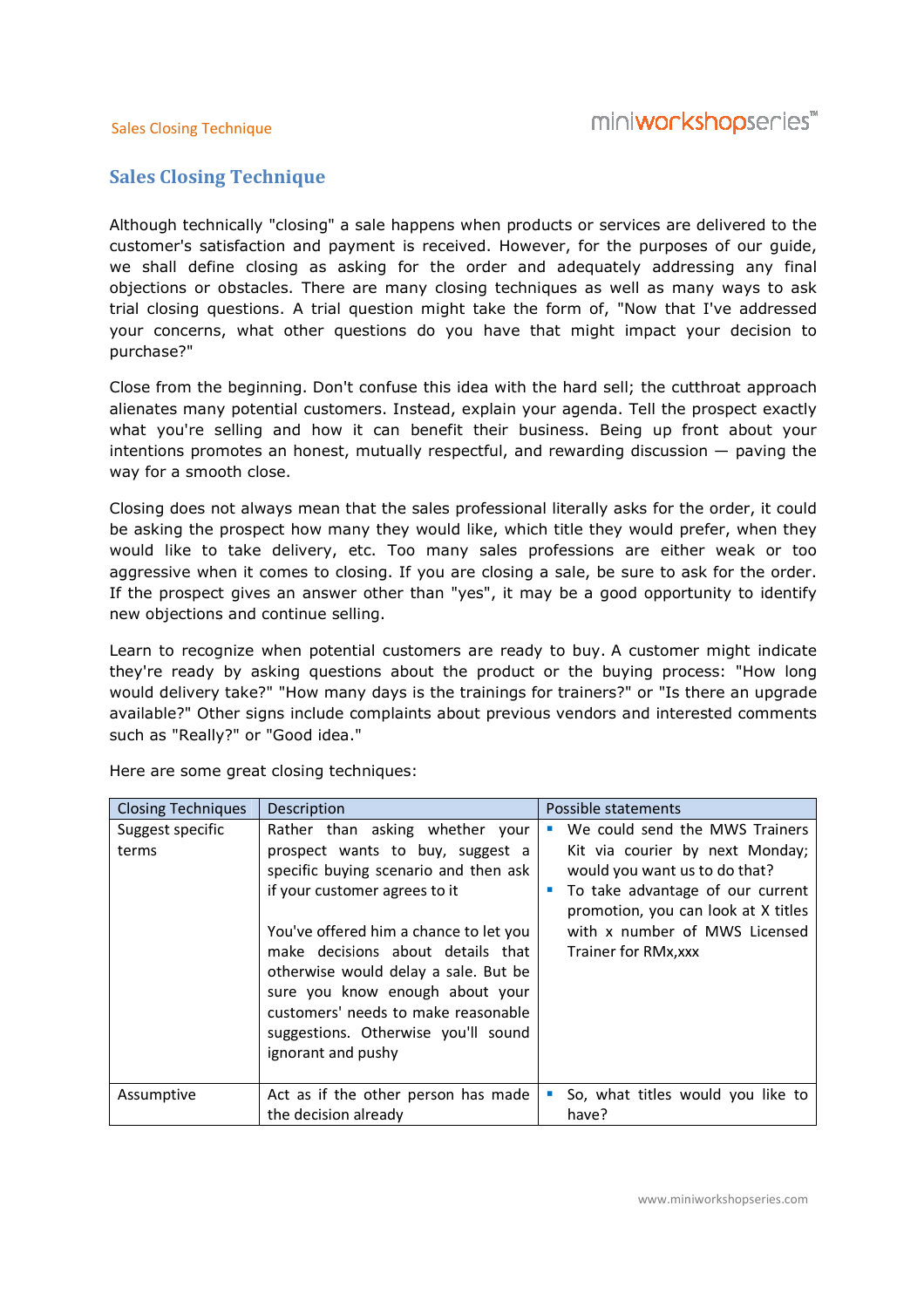# Sales Closing Technique

Although technically "closing" a sale happens when products or services are delivered to the customer's satisfaction and payment is received. However, for the purposes of our guide, we shall define closing as asking for the order and adequately addressing any final objections or obstacles. There are many closing techniques as well as many ways to ask trial closing questions. A trial question might take the form of, "Now that I've addressed your concerns, what other questions do you have that might impact your decision to purchase?"

Close from the beginning. Don't confuse this idea with the hard sell; the cutthroat approach alienates many potential customers. Instead, explain your agenda. Tell the prospect exactly what you're selling and how it can benefit their business. Being up front about your intentions promotes an honest, mutually respectful, and rewarding discussion — paving the way for a smooth close.

Closing does not always mean that the sales professional literally asks for the order, it could be asking the prospect how many they would like, which title they would prefer, when they would like to take delivery, etc. Too many sales professions are either weak or too aggressive when it comes to closing. If you are closing a sale, be sure to ask for the order. If the prospect gives an answer other than "yes", it may be a good opportunity to identify new objections and continue selling.

Learn to recognize when potential customers are ready to buy. A customer might indicate they're ready by asking questions about the product or the buying process: "How long would delivery take?" "How many days is the trainings for trainers?" or "Is there an upgrade available?" Other signs include complaints about previous vendors and interested comments such as "Really?" or "Good idea."

Here are some great closing techniques:

| Closing Techniques | Description | Possible statements |
|---|---|---|
| Suggest specific terms | Rather than asking whether your prospect wants to buy, suggest a specific buying scenario and then ask if your customer agrees to it<br><br>You've offered him a chance to let you make decisions about details that otherwise would delay a sale. But be sure you know enough about your customers' needs to make reasonable suggestions. Otherwise you'll sound ignorant and pushy | ▪ We could send the MWS Trainers Kit via courier by next Monday; would you want us to do that?<br>▪ To take advantage of our current promotion, you can look at X titles with x number of MWS Licensed Trainer for RMx,xxx |
| Assumptive | Act as if the other person has made the decision already | ▪ So, what titles would you like to have? |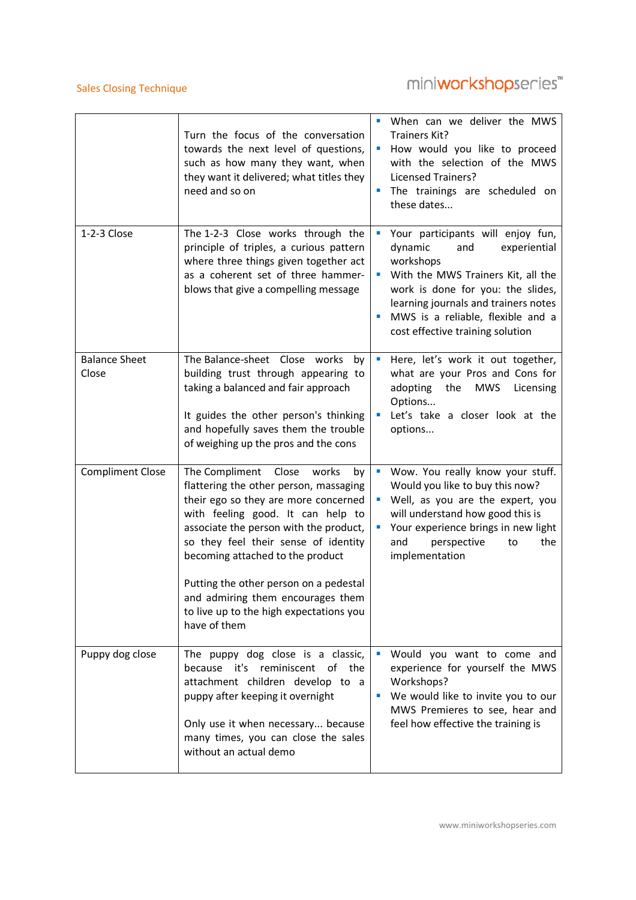| | | |
|---|---|---|
| | Turn the focus of the conversation towards the next level of questions, such as how many they want, when they want it delivered; what titles they need and so on | ▪ When can we deliver the MWS Trainers Kit?<br>▪ How would you like to proceed with the selection of the MWS Licensed Trainers?<br>▪ The trainings are scheduled on these dates... |
| 1-2-3 Close | The 1-2-3 Close works through the principle of triples, a curious pattern where three things given together act as a coherent set of three hammer-blows that give a compelling message | ▪ Your participants will enjoy fun, dynamic and experiential workshops<br>▪ With the MWS Trainers Kit, all the work is done for you: the slides, learning journals and trainers notes<br>▪ MWS is a reliable, flexible and a cost effective training solution |
| Balance Sheet Close | The Balance-sheet Close works by building trust through appearing to taking a balanced and fair approach<br><br>It guides the other person's thinking and hopefully saves them the trouble of weighing up the pros and the cons | ▪ Here, let's work it out together, what are your Pros and Cons for adopting the MWS Licensing Options...<br>▪ Let's take a closer look at the options... |
| Compliment Close | The Compliment Close works by flattering the other person, massaging their ego so they are more concerned with feeling good. It can help to associate the person with the product, so they feel their sense of identity becoming attached to the product<br><br>Putting the other person on a pedestal and admiring them encourages them to live up to the high expectations you have of them | ▪ Wow. You really know your stuff. Would you like to buy this now?<br>▪ Well, as you are the expert, you will understand how good this is<br>▪ Your experience brings in new light and perspective to the implementation |
| Puppy dog close | The puppy dog close is a classic, because it's reminiscent of the attachment children develop to a puppy after keeping it overnight<br><br>Only use it when necessary... because many times, you can close the sales without an actual demo | ▪ Would you want to come and experience for yourself the MWS Workshops?<br>▪ We would like to invite you to our MWS Premieres to see, hear and feel how effective the training is |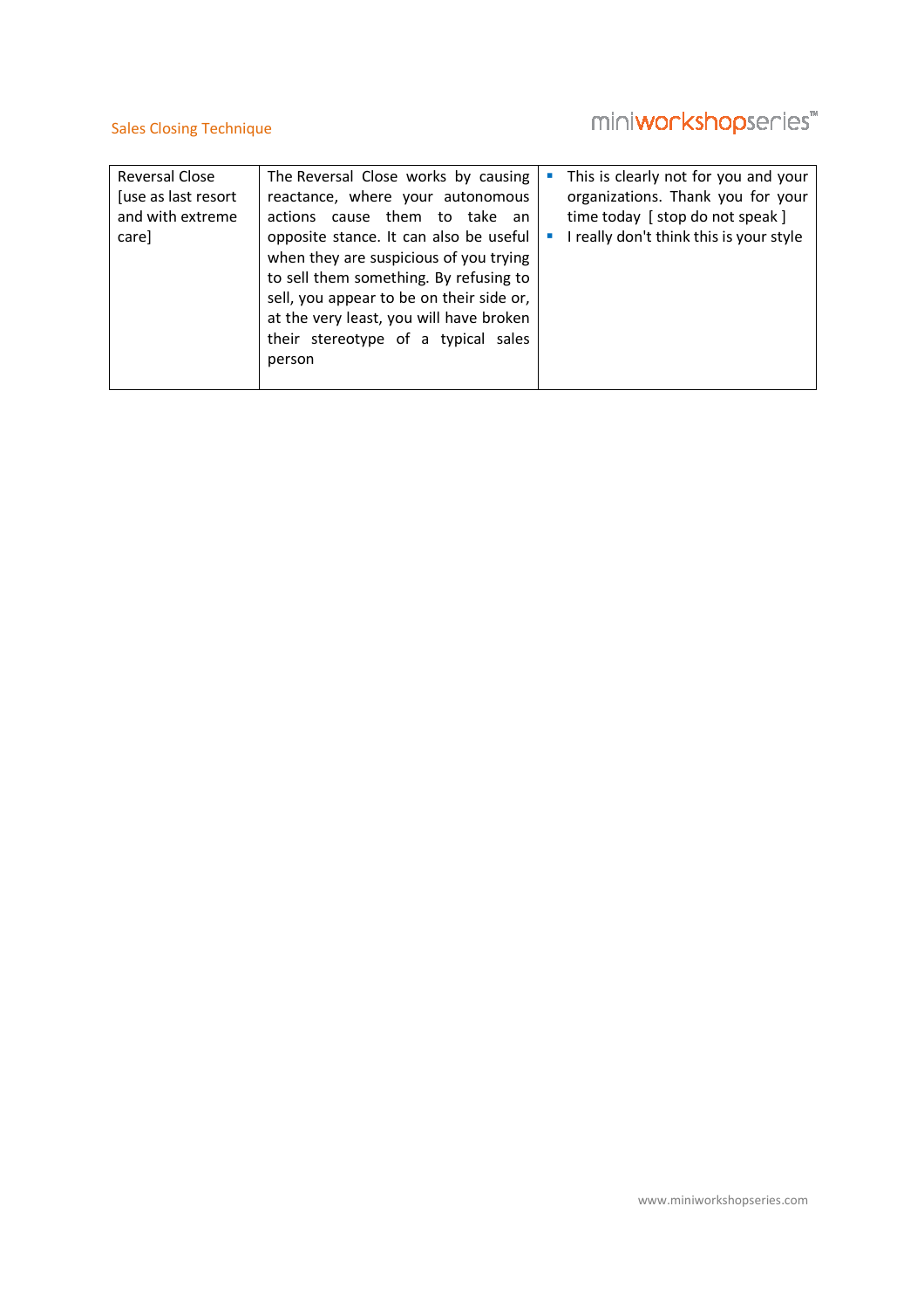| | | |
|---|---|---|
| Reversal Close [use as last resort and with extreme care] | The Reversal Close works by causing reactance, where your autonomous actions cause them to take an opposite stance. It can also be useful when they are suspicious of you trying to sell them something. By refusing to sell, you appear to be on their side or, at the very least, you will have broken their stereotype of a typical sales person | ▪ This is clearly not for you and your organizations. Thank you for your time today [ stop do not speak ]<br>▪ I really don't think this is your style |